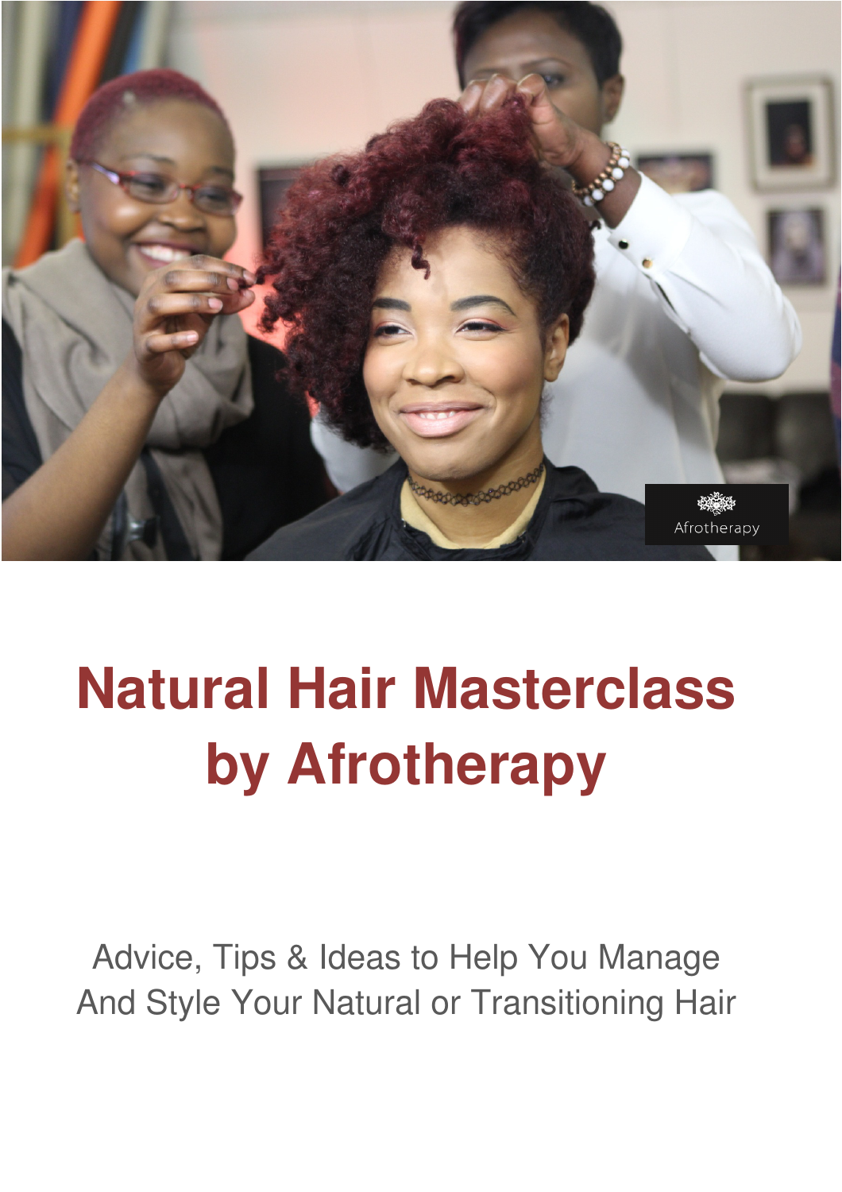# Natural Hair Masterclass by Afrotherapy

Advice, Tips & Ideas to Help You Manage And Style Your Natural or Transitioning Hair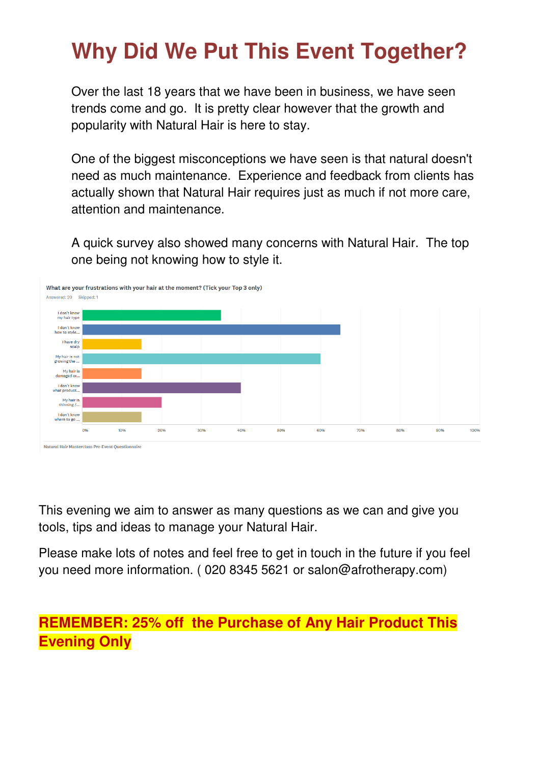# Why Did We Put This Event Together?

Over the last 18 years that we have been in business, we have seen trends come and go. It is pretty clear however that the growth and popularity with Natural Hair is here to stay.

One of the biggest misconceptions we have seen is that natural doesn't need as much maintenance. Experience and feedback from clients has actually shown that Natural Hair requires just as much if not more care, attention and maintenance.

A quick survey also showed many concerns with Natural Hair. The top one being not knowing how to style it.

**What are your frustrations with your hair at the moment? (Tick your Top 3 only)**

Answered: 20 Skipped: 1

| Response | Approx. % |
|---|---|
| I don't know my hair type | 35% |
| I don't know how to style... | 65% |
| I have dry scalp | 15% |
| My hair is not growing the ... | 60% |
| My hair is damaged or... | 15% |
| I don't know what product... | 40% |
| My hair is thinning /... | 20% |
| I don't know where to go ... | 15% |

Natural Hair Masterclass Pre-Event Questionnaire

This evening we aim to answer as many questions as we can and give you tools, tips and ideas to manage your Natural Hair.

Please make lots of notes and feel free to get in touch in the future if you feel you need more information. ( 020 8345 5621 or salon@afrotherapy.com)

**REMEMBER: 25% off the Purchase of Any Hair Product This Evening Only**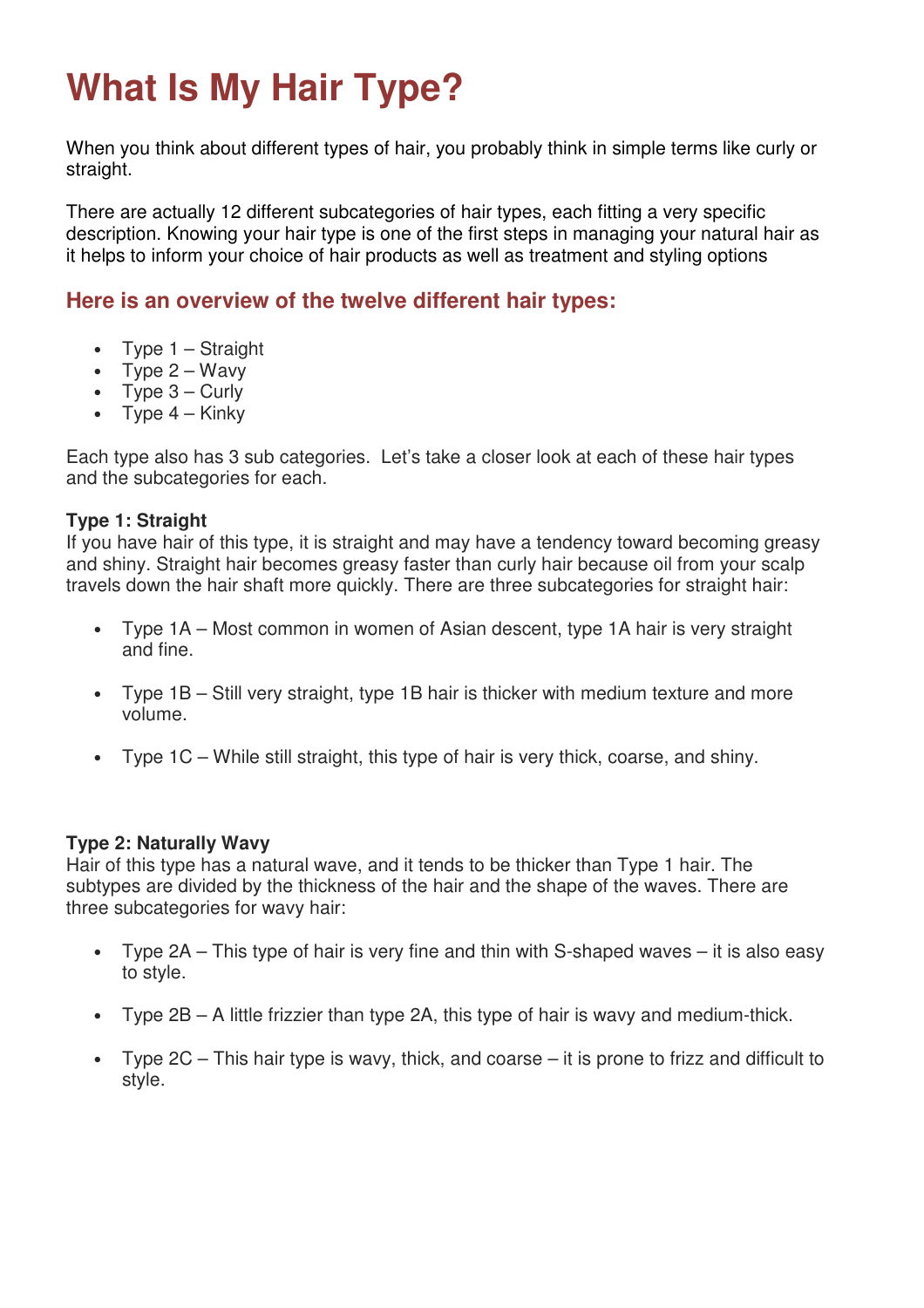# What Is My Hair Type?

When you think about different types of hair, you probably think in simple terms like curly or straight.

There are actually 12 different subcategories of hair types, each fitting a very specific description. Knowing your hair type is one of the first steps in managing your natural hair as it helps to inform your choice of hair products as well as treatment and styling options

## Here is an overview of the twelve different hair types:

- Type 1 – Straight
- Type 2 – Wavy
- Type 3 – Curly
- Type 4 – Kinky

Each type also has 3 sub categories. Let's take a closer look at each of these hair types and the subcategories for each.

**Type 1: Straight**
If you have hair of this type, it is straight and may have a tendency toward becoming greasy and shiny. Straight hair becomes greasy faster than curly hair because oil from your scalp travels down the hair shaft more quickly. There are three subcategories for straight hair:

- Type 1A – Most common in women of Asian descent, type 1A hair is very straight and fine.

- Type 1B – Still very straight, type 1B hair is thicker with medium texture and more volume.

- Type 1C – While still straight, this type of hair is very thick, coarse, and shiny.

**Type 2: Naturally Wavy**
Hair of this type has a natural wave, and it tends to be thicker than Type 1 hair. The subtypes are divided by the thickness of the hair and the shape of the waves. There are three subcategories for wavy hair:

- Type 2A – This type of hair is very fine and thin with S-shaped waves – it is also easy to style.

- Type 2B – A little frizzier than type 2A, this type of hair is wavy and medium-thick.

- Type 2C – This hair type is wavy, thick, and coarse – it is prone to frizz and difficult to style.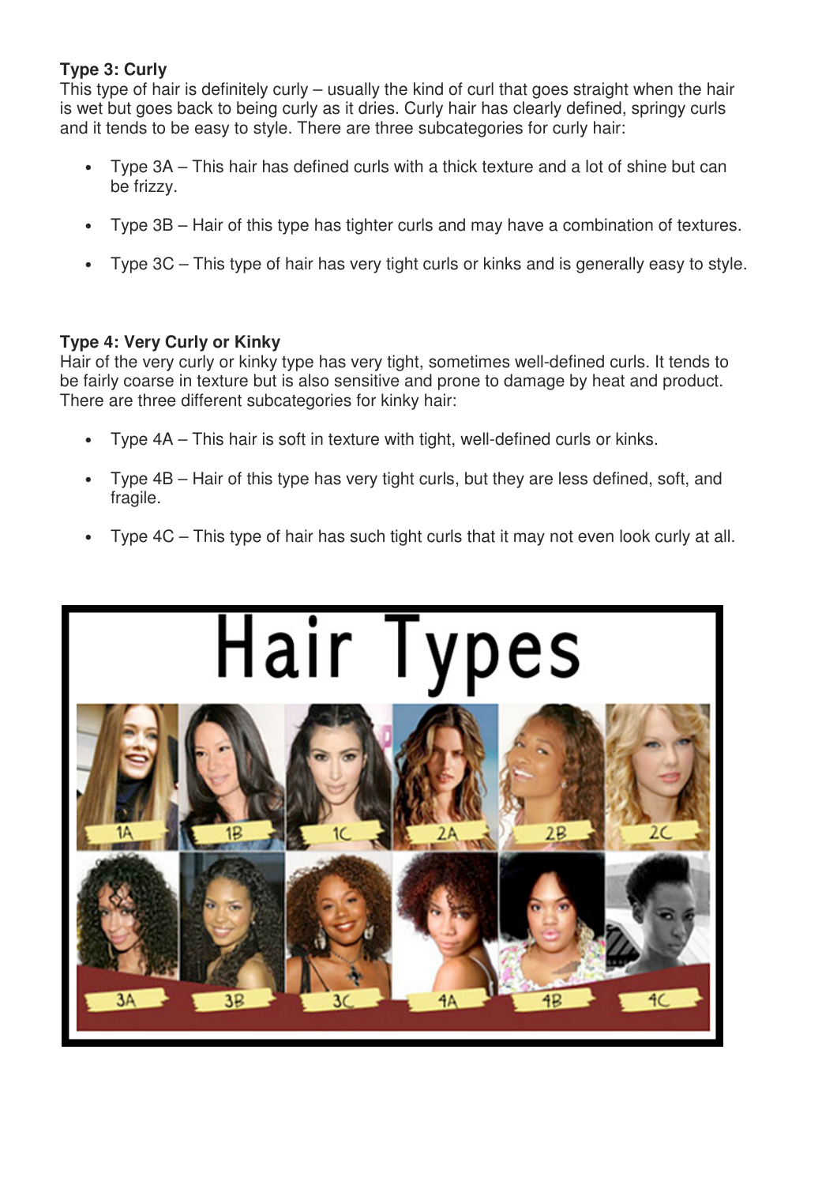**Type 3: Curly**

This type of hair is definitely curly – usually the kind of curl that goes straight when the hair is wet but goes back to being curly as it dries. Curly hair has clearly defined, springy curls and it tends to be easy to style. There are three subcategories for curly hair:

- Type 3A – This hair has defined curls with a thick texture and a lot of shine but can be frizzy.
- Type 3B – Hair of this type has tighter curls and may have a combination of textures.
- Type 3C – This type of hair has very tight curls or kinks and is generally easy to style.

**Type 4: Very Curly or Kinky**

Hair of the very curly or kinky type has very tight, sometimes well-defined curls. It tends to be fairly coarse in texture but is also sensitive and prone to damage by heat and product. There are three different subcategories for kinky hair:

- Type 4A – This hair is soft in texture with tight, well-defined curls or kinks.
- Type 4B – Hair of this type has very tight curls, but they are less defined, soft, and fragile.
- Type 4C – This type of hair has such tight curls that it may not even look curly at all.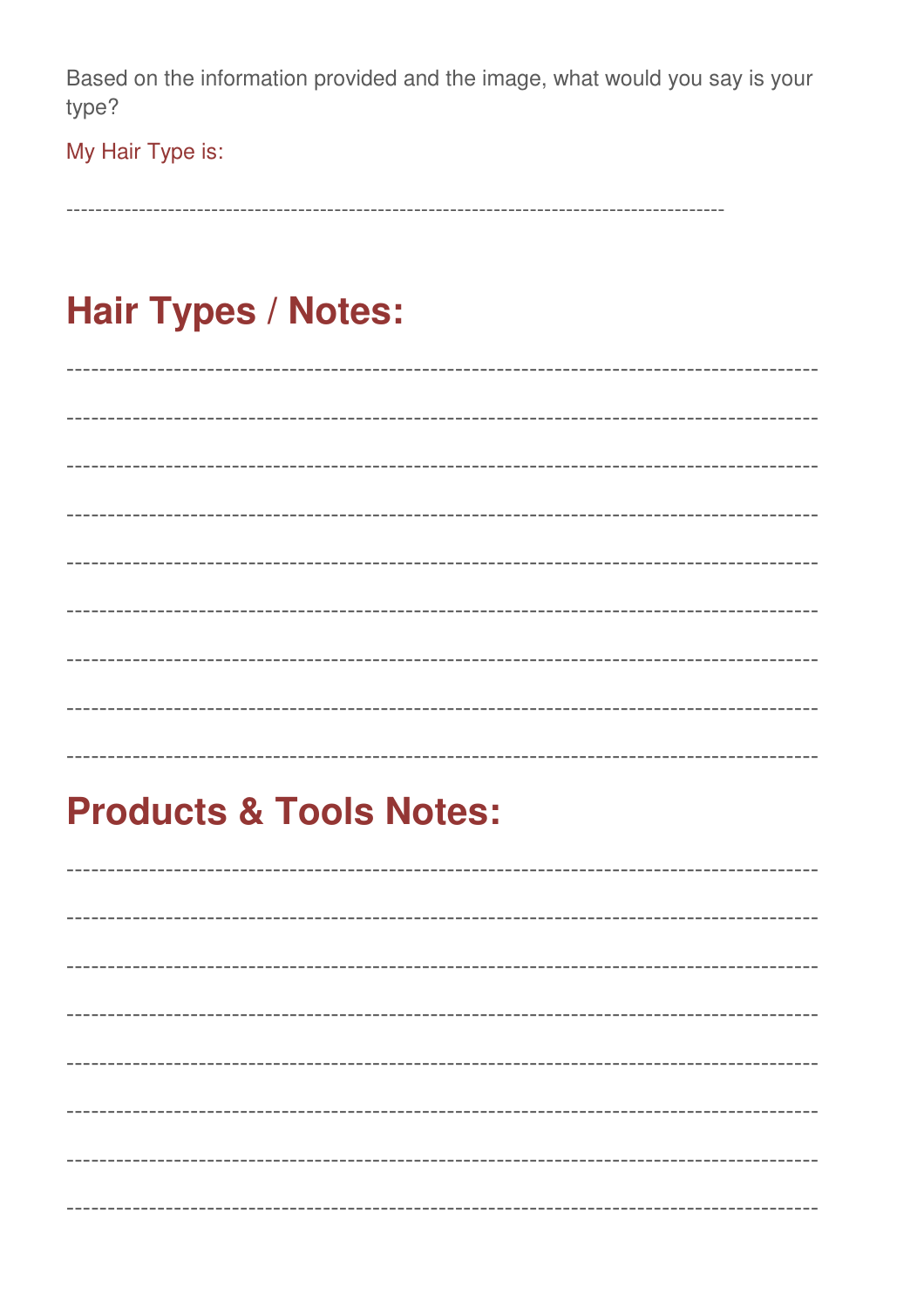Based on the information provided and the image, what would you say is your type?

My Hair Type is:

-----------------------------------------------------------------------------------------------

## Hair Types / Notes:

--------------------------------------------------------------------------------------------------

--------------------------------------------------------------------------------------------------

--------------------------------------------------------------------------------------------------

--------------------------------------------------------------------------------------------------

--------------------------------------------------------------------------------------------------

--------------------------------------------------------------------------------------------------

--------------------------------------------------------------------------------------------------

--------------------------------------------------------------------------------------------------

--------------------------------------------------------------------------------------------------

## Products & Tools Notes:

--------------------------------------------------------------------------------------------------

--------------------------------------------------------------------------------------------------

--------------------------------------------------------------------------------------------------

--------------------------------------------------------------------------------------------------

--------------------------------------------------------------------------------------------------

--------------------------------------------------------------------------------------------------

--------------------------------------------------------------------------------------------------

--------------------------------------------------------------------------------------------------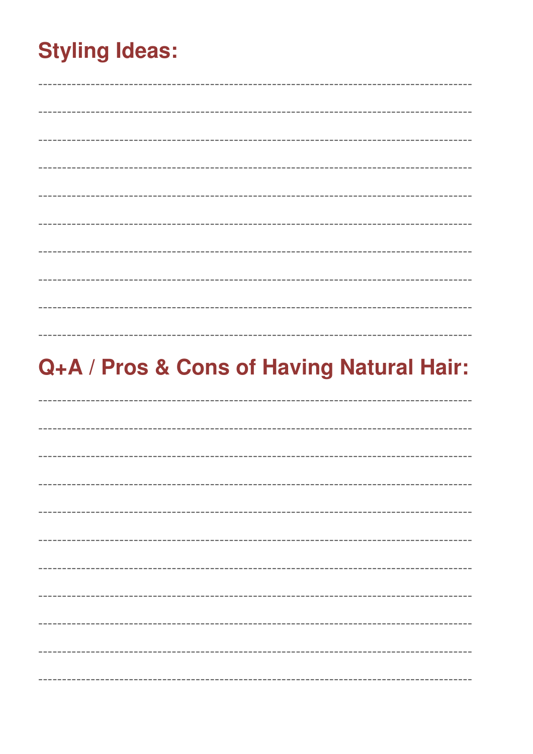## Styling Ideas:

---

---

---

---

---

---

---

---

---

---

## Q+A / Pros & Cons of Having Natural Hair:

---

---

---

---

---

---

---

---

---

---

---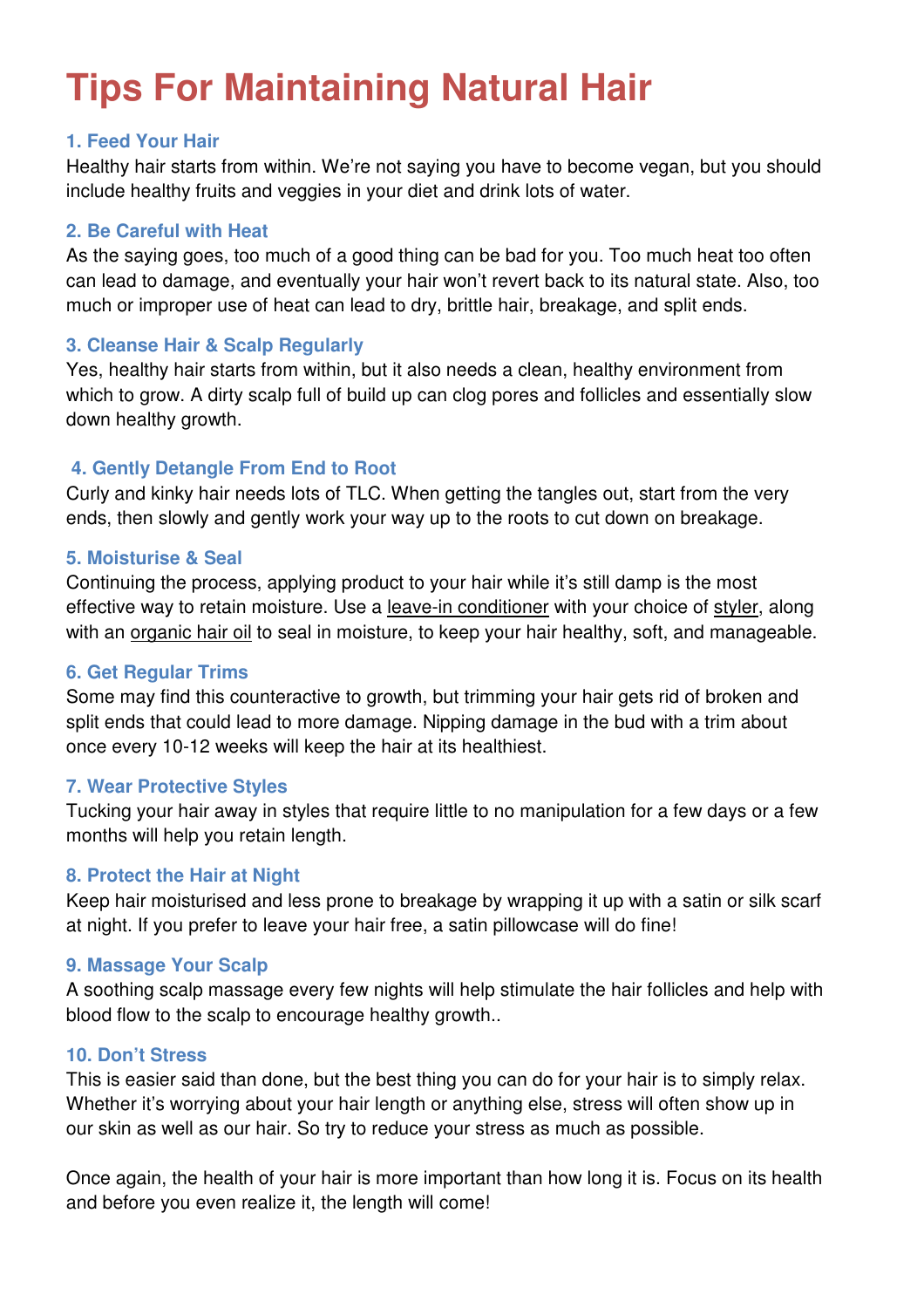# Tips For Maintaining Natural Hair

### 1. Feed Your Hair

Healthy hair starts from within. We're not saying you have to become vegan, but you should include healthy fruits and veggies in your diet and drink lots of water.

### 2. Be Careful with Heat

As the saying goes, too much of a good thing can be bad for you. Too much heat too often can lead to damage, and eventually your hair won't revert back to its natural state. Also, too much or improper use of heat can lead to dry, brittle hair, breakage, and split ends.

### 3. Cleanse Hair & Scalp Regularly

Yes, healthy hair starts from within, but it also needs a clean, healthy environment from which to grow. A dirty scalp full of build up can clog pores and follicles and essentially slow down healthy growth.

### 4. Gently Detangle From End to Root

Curly and kinky hair needs lots of TLC. When getting the tangles out, start from the very ends, then slowly and gently work your way up to the roots to cut down on breakage.

### 5. Moisturise & Seal

Continuing the process, applying product to your hair while it's still damp is the most effective way to retain moisture. Use a leave-in conditioner with your choice of styler, along with an organic hair oil to seal in moisture, to keep your hair healthy, soft, and manageable.

### 6. Get Regular Trims

Some may find this counteractive to growth, but trimming your hair gets rid of broken and split ends that could lead to more damage. Nipping damage in the bud with a trim about once every 10-12 weeks will keep the hair at its healthiest.

### 7. Wear Protective Styles

Tucking your hair away in styles that require little to no manipulation for a few days or a few months will help you retain length.

### 8. Protect the Hair at Night

Keep hair moisturised and less prone to breakage by wrapping it up with a satin or silk scarf at night. If you prefer to leave your hair free, a satin pillowcase will do fine!

### 9. Massage Your Scalp

A soothing scalp massage every few nights will help stimulate the hair follicles and help with blood flow to the scalp to encourage healthy growth..

### 10. Don't Stress

This is easier said than done, but the best thing you can do for your hair is to simply relax. Whether it's worrying about your hair length or anything else, stress will often show up in our skin as well as our hair. So try to reduce your stress as much as possible.

Once again, the health of your hair is more important than how long it is. Focus on its health and before you even realize it, the length will come!